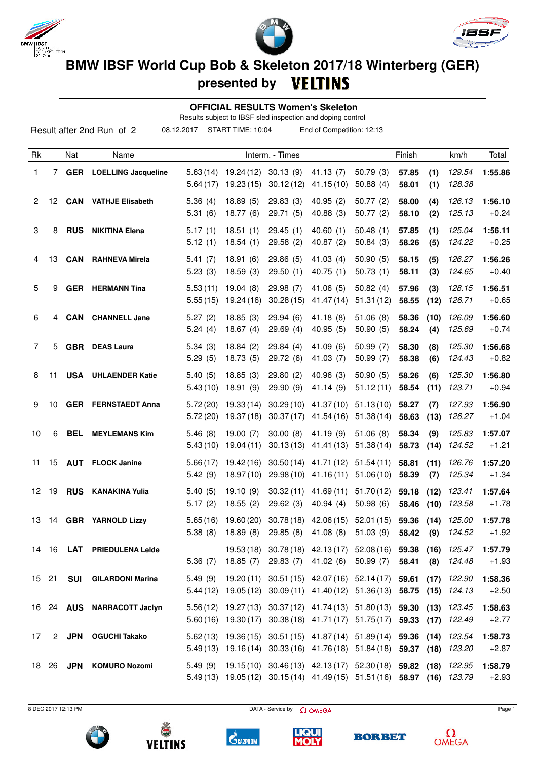# BMW IBSF World Cup Bob & Skeleton 2017/18 Winterberg (GER)

## presented by VELTINS

### OFFICIAL RESULTS Women's Skeleton

Results subject to IBSF sled inspection and doping control

Result after 2nd Run of 2 &nbsp;&nbsp; 08.12.2017 &nbsp;&nbsp; START TIME: 10:04 &nbsp;&nbsp; End of Competition: 12:13

| Rk | | Nat | Name | Interm. - Times | | | | | Finish | | km/h | Total |
|---|---|---|---|---|---|---|---|---|---|---|---|---|
| 1 | 7 | GER | LOELLING Jacqueline | 5.63 (14) | 19.24 (12) | 30.13 (9) | 41.13 (7) | 50.79 (3) | 57.85 | (1) | 129.54 | 1:55.86 |
| | | | | 5.64 (17) | 19.23 (15) | 30.12 (12) | 41.15 (10) | 50.88 (4) | 58.01 | (1) | 128.38 | |
| 2 | 12 | CAN | VATHJE Elisabeth | 5.36 (4) | 18.89 (5) | 29.83 (3) | 40.95 (2) | 50.77 (2) | 58.00 | (4) | 126.13 | 1:56.10 |
| | | | | 5.31 (6) | 18.77 (6) | 29.71 (5) | 40.88 (3) | 50.77 (2) | 58.10 | (2) | 125.13 | +0.24 |
| 3 | 8 | RUS | NIKITINA Elena | 5.17 (1) | 18.51 (1) | 29.45 (1) | 40.60 (1) | 50.48 (1) | 57.85 | (1) | 125.04 | 1:56.11 |
| | | | | 5.12 (1) | 18.54 (1) | 29.58 (2) | 40.87 (2) | 50.84 (3) | 58.26 | (5) | 124.22 | +0.25 |
| 4 | 13 | CAN | RAHNEVA Mirela | 5.41 (7) | 18.91 (6) | 29.86 (5) | 41.03 (4) | 50.90 (5) | 58.15 | (5) | 126.27 | 1:56.26 |
| | | | | 5.23 (3) | 18.59 (3) | 29.50 (1) | 40.75 (1) | 50.73 (1) | 58.11 | (3) | 124.65 | +0.40 |
| 5 | 9 | GER | HERMANN Tina | 5.53 (11) | 19.04 (8) | 29.98 (7) | 41.06 (5) | 50.82 (4) | 57.96 | (3) | 128.15 | 1:56.51 |
| | | | | 5.55 (15) | 19.24 (16) | 30.28 (15) | 41.47 (14) | 51.31 (12) | 58.55 | (12) | 126.71 | +0.65 |
| 6 | 4 | CAN | CHANNELL Jane | 5.27 (2) | 18.85 (3) | 29.94 (6) | 41.18 (8) | 51.06 (8) | 58.36 | (10) | 126.09 | 1:56.60 |
| | | | | 5.24 (4) | 18.67 (4) | 29.69 (4) | 40.95 (5) | 50.90 (5) | 58.24 | (4) | 125.69 | +0.74 |
| 7 | 5 | GBR | DEAS Laura | 5.34 (3) | 18.84 (2) | 29.84 (4) | 41.09 (6) | 50.99 (7) | 58.30 | (8) | 125.30 | 1:56.68 |
| | | | | 5.29 (5) | 18.73 (5) | 29.72 (6) | 41.03 (7) | 50.99 (7) | 58.38 | (6) | 124.43 | +0.82 |
| 8 | 11 | USA | UHLAENDER Katie | 5.40 (5) | 18.85 (3) | 29.80 (2) | 40.96 (3) | 50.90 (5) | 58.26 | (6) | 125.30 | 1:56.80 |
| | | | | 5.43 (10) | 18.91 (9) | 29.90 (9) | 41.14 (9) | 51.12 (11) | 58.54 | (11) | 123.71 | +0.94 |
| 9 | 10 | GER | FERNSTAEDT Anna | 5.72 (20) | 19.33 (14) | 30.29 (10) | 41.37 (10) | 51.13 (10) | 58.27 | (7) | 127.93 | 1:56.90 |
| | | | | 5.72 (20) | 19.37 (18) | 30.37 (17) | 41.54 (16) | 51.38 (14) | 58.63 | (13) | 126.27 | +1.04 |
| 10 | 6 | BEL | MEYLEMANS Kim | 5.46 (8) | 19.00 (7) | 30.00 (8) | 41.19 (9) | 51.06 (8) | 58.34 | (9) | 125.83 | 1:57.07 |
| | | | | 5.43 (10) | 19.04 (11) | 30.13 (13) | 41.41 (13) | 51.38 (14) | 58.73 | (14) | 124.52 | +1.21 |
| 11 | 15 | AUT | FLOCK Janine | 5.66 (17) | 19.42 (16) | 30.50 (14) | 41.71 (12) | 51.54 (11) | 58.81 | (11) | 126.76 | 1:57.20 |
| | | | | 5.42 (9) | 18.97 (10) | 29.98 (10) | 41.16 (11) | 51.06 (10) | 58.39 | (7) | 125.34 | +1.34 |
| 12 | 19 | RUS | KANAKINA Yulia | 5.40 (5) | 19.10 (9) | 30.32 (11) | 41.69 (11) | 51.70 (12) | 59.18 | (12) | 123.41 | 1:57.64 |
| | | | | 5.17 (2) | 18.55 (2) | 29.62 (3) | 40.94 (4) | 50.98 (6) | 58.46 | (10) | 123.58 | +1.78 |
| 13 | 14 | GBR | YARNOLD Lizzy | 5.65 (16) | 19.60 (20) | 30.78 (18) | 42.06 (15) | 52.01 (15) | 59.36 | (14) | 125.00 | 1:57.78 |
| | | | | 5.38 (8) | 18.89 (8) | 29.85 (8) | 41.08 (8) | 51.03 (9) | 58.42 | (9) | 124.52 | +1.92 |
| 14 | 16 | LAT | PRIEDULENA Lelde | | 19.53 (18) | 30.78 (18) | 42.13 (17) | 52.08 (16) | 59.38 | (16) | 125.47 | 1:57.79 |
| | | | | 5.36 (7) | 18.85 (7) | 29.83 (7) | 41.02 (6) | 50.99 (7) | 58.41 | (8) | 124.48 | +1.93 |
| 15 | 21 | SUI | GILARDONI Marina | 5.49 (9) | 19.20 (11) | 30.51 (15) | 42.07 (16) | 52.14 (17) | 59.61 | (17) | 122.90 | 1:58.36 |
| | | | | 5.44 (12) | 19.05 (12) | 30.09 (11) | 41.40 (12) | 51.36 (13) | 58.75 | (15) | 124.13 | +2.50 |
| 16 | 24 | AUS | NARRACOTT Jaclyn | 5.56 (12) | 19.27 (13) | 30.37 (12) | 41.74 (13) | 51.80 (13) | 59.30 | (13) | 123.45 | 1:58.63 |
| | | | | 5.60 (16) | 19.30 (17) | 30.38 (18) | 41.71 (17) | 51.75 (17) | 59.33 | (17) | 122.49 | +2.77 |
| 17 | 2 | JPN | OGUCHI Takako | 5.62 (13) | 19.36 (15) | 30.51 (15) | 41.87 (14) | 51.89 (14) | 59.36 | (14) | 123.54 | 1:58.73 |
| | | | | 5.49 (13) | 19.16 (14) | 30.33 (16) | 41.76 (18) | 51.84 (18) | 59.37 | (18) | 123.20 | +2.87 |
| 18 | 26 | JPN | KOMURO Nozomi | 5.49 (9) | 19.15 (10) | 30.46 (13) | 42.13 (17) | 52.30 (18) | 59.82 | (18) | 122.95 | 1:58.79 |
| | | | | 5.49 (13) | 19.05 (12) | 30.15 (14) | 41.49 (15) | 51.51 (16) | 58.97 | (16) | 123.79 | +2.93 |

8 DEC 2017 12:13 PM &nbsp;&nbsp; DATA - Service by OMEGA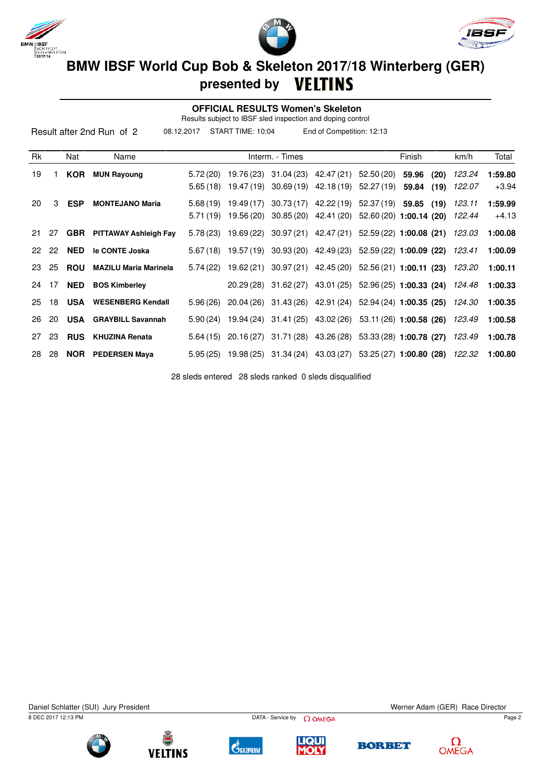# BMW IBSF World Cup Bob & Skeleton 2017/18 Winterberg (GER)
## presented by VELTINS

### OFFICIAL RESULTS Women's Skeleton

Results subject to IBSF sled inspection and doping control

Result after 2nd Run of 2 08.12.2017 START TIME: 10:04 End of Competition: 12:13

| Rk | | Nat | Name | Interm. - Times | | | | | Finish | km/h | Total |
|---|---|---|---|---|---|---|---|---|---|---|---|
| 19 | 1 | **KOR** | **MUN Rayoung** | 5.72 (20) | 19.76 (23) | 31.04 (23) | 42.47 (21) | 52.50 (20) | **59.96 (20)** | *123.24* | **1:59.80** |
| | | | | 5.65 (18) | 19.47 (19) | 30.69 (19) | 42.18 (19) | 52.27 (19) | **59.84 (19)** | *122.07* | +3.94 |
| 20 | 3 | **ESP** | **MONTEJANO Maria** | 5.68 (19) | 19.49 (17) | 30.73 (17) | 42.22 (19) | 52.37 (19) | **59.85 (19)** | *123.11* | **1:59.99** |
| | | | | 5.71 (19) | 19.56 (20) | 30.85 (20) | 42.41 (20) | 52.60 (20) | **1:00.14 (20)** | *122.44* | +4.13 |
| 21 | 27 | **GBR** | **PITTAWAY Ashleigh Fay** | 5.78 (23) | 19.69 (22) | 30.97 (21) | 42.47 (21) | 52.59 (22) | **1:00.08 (21)** | *123.03* | **1:00.08** |
| 22 | 22 | **NED** | **le CONTE Joska** | 5.67 (18) | 19.57 (19) | 30.93 (20) | 42.49 (23) | 52.59 (22) | **1:00.09 (22)** | *123.41* | **1:00.09** |
| 23 | 25 | **ROU** | **MAZILU Maria Marinela** | 5.74 (22) | 19.62 (21) | 30.97 (21) | 42.45 (20) | 52.56 (21) | **1:00.11 (23)** | *123.20* | **1:00.11** |
| 24 | 17 | **NED** | **BOS Kimberley** | | 20.29 (28) | 31.62 (27) | 43.01 (25) | 52.96 (25) | **1:00.33 (24)** | *124.48* | **1:00.33** |
| 25 | 18 | **USA** | **WESENBERG Kendall** | 5.96 (26) | 20.04 (26) | 31.43 (26) | 42.91 (24) | 52.94 (24) | **1:00.35 (25)** | *124.30* | **1:00.35** |
| 26 | 20 | **USA** | **GRAYBILL Savannah** | 5.90 (24) | 19.94 (24) | 31.41 (25) | 43.02 (26) | 53.11 (26) | **1:00.58 (26)** | *123.49* | **1:00.58** |
| 27 | 23 | **RUS** | **KHUZINA Renata** | 5.64 (15) | 20.16 (27) | 31.71 (28) | 43.26 (28) | 53.33 (28) | **1:00.78 (27)** | *123.49* | **1:00.78** |
| 28 | 28 | **NOR** | **PEDERSEN Maya** | 5.95 (25) | 19.98 (25) | 31.34 (24) | 43.03 (27) | 53.25 (27) | **1:00.80 (28)** | *122.32* | **1:00.80** |

28 sleds entered 28 sleds ranked 0 sleds disqualified

Daniel Schlatter (SUI) Jury President

Werner Adam (GER) Race Director

8 DEC 2017 12:13 PM DATA - Service by OMEGA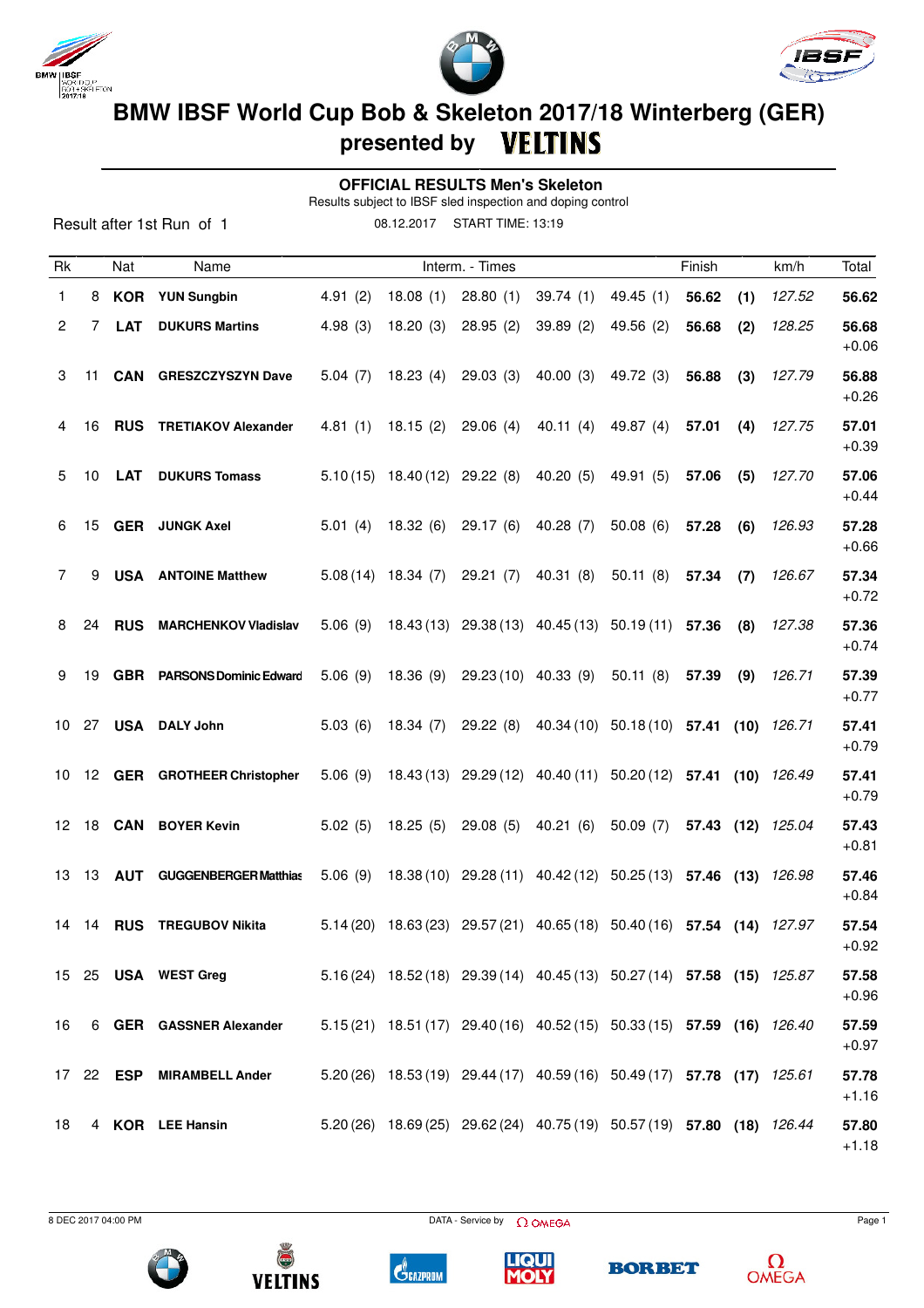# BMW IBSF World Cup Bob & Skeleton 2017/18 Winterberg (GER)

## presented by VELTINS

### OFFICIAL RESULTS Men's Skeleton

Results subject to IBSF sled inspection and doping control

Result after 1st Run of 1 — 08.12.2017 START TIME: 13:19

| Rk | | Nat | Name | Interm. - Times | | | | | Finish | | km/h | Total |
|---|---|---|---|---|---|---|---|---|---|---|---|---|
| 1 | 8 | **KOR** | **YUN Sungbin** | 4.91 (2) | 18.08 (1) | 28.80 (1) | 39.74 (1) | 49.45 (1) | **56.62** | **(1)** | *127.52* | **56.62** |
| 2 | 7 | **LAT** | **DUKURS Martins** | 4.98 (3) | 18.20 (3) | 28.95 (2) | 39.89 (2) | 49.56 (2) | **56.68** | **(2)** | *128.25* | **56.68** +0.06 |
| 3 | 11 | **CAN** | **GRESZCZYSZYN Dave** | 5.04 (7) | 18.23 (4) | 29.03 (3) | 40.00 (3) | 49.72 (3) | **56.88** | **(3)** | *127.79* | **56.88** +0.26 |
| 4 | 16 | **RUS** | **TRETIAKOV Alexander** | 4.81 (1) | 18.15 (2) | 29.06 (4) | 40.11 (4) | 49.87 (4) | **57.01** | **(4)** | *127.75* | **57.01** +0.39 |
| 5 | 10 | **LAT** | **DUKURS Tomass** | 5.10 (15) | 18.40 (12) | 29.22 (8) | 40.20 (5) | 49.91 (5) | **57.06** | **(5)** | *127.70* | **57.06** +0.44 |
| 6 | 15 | **GER** | **JUNGK Axel** | 5.01 (4) | 18.32 (6) | 29.17 (6) | 40.28 (7) | 50.08 (6) | **57.28** | **(6)** | *126.93* | **57.28** +0.66 |
| 7 | 9 | **USA** | **ANTOINE Matthew** | 5.08 (14) | 18.34 (7) | 29.21 (7) | 40.31 (8) | 50.11 (8) | **57.34** | **(7)** | *126.67* | **57.34** +0.72 |
| 8 | 24 | **RUS** | **MARCHENKOV Vladislav** | 5.06 (9) | 18.43 (13) | 29.38 (13) | 40.45 (13) | 50.19 (11) | **57.36** | **(8)** | *127.38* | **57.36** +0.74 |
| 9 | 19 | **GBR** | **PARSONS Dominic Edward** | 5.06 (9) | 18.36 (9) | 29.23 (10) | 40.33 (9) | 50.11 (8) | **57.39** | **(9)** | *126.71* | **57.39** +0.77 |
| 10 | 27 | **USA** | **DALY John** | 5.03 (6) | 18.34 (7) | 29.22 (8) | 40.34 (10) | 50.18 (10) | **57.41** | **(10)** | *126.71* | **57.41** +0.79 |
| 10 | 12 | **GER** | **GROTHEER Christopher** | 5.06 (9) | 18.43 (13) | 29.29 (12) | 40.40 (11) | 50.20 (12) | **57.41** | **(10)** | *126.49* | **57.41** +0.79 |
| 12 | 18 | **CAN** | **BOYER Kevin** | 5.02 (5) | 18.25 (5) | 29.08 (5) | 40.21 (6) | 50.09 (7) | **57.43** | **(12)** | *125.04* | **57.43** +0.81 |
| 13 | 13 | **AUT** | **GUGGENBERGER Matthias** | 5.06 (9) | 18.38 (10) | 29.28 (11) | 40.42 (12) | 50.25 (13) | **57.46** | **(13)** | *126.98* | **57.46** +0.84 |
| 14 | 14 | **RUS** | **TREGUBOV Nikita** | 5.14 (20) | 18.63 (23) | 29.57 (21) | 40.65 (18) | 50.40 (16) | **57.54** | **(14)** | *127.97* | **57.54** +0.92 |
| 15 | 25 | **USA** | **WEST Greg** | 5.16 (24) | 18.52 (18) | 29.39 (14) | 40.45 (13) | 50.27 (14) | **57.58** | **(15)** | *125.87* | **57.58** +0.96 |
| 16 | 6 | **GER** | **GASSNER Alexander** | 5.15 (21) | 18.51 (17) | 29.40 (16) | 40.52 (15) | 50.33 (15) | **57.59** | **(16)** | *126.40* | **57.59** +0.97 |
| 17 | 22 | **ESP** | **MIRAMBELL Ander** | 5.20 (26) | 18.53 (19) | 29.44 (17) | 40.59 (16) | 50.49 (17) | **57.78** | **(17)** | *125.61* | **57.78** +1.16 |
| 18 | 4 | **KOR** | **LEE Hansin** | 5.20 (26) | 18.69 (25) | 29.62 (24) | 40.75 (19) | 50.57 (19) | **57.80** | **(18)** | *126.44* | **57.80** +1.18 |

8 DEC 2017 04:00 PM — DATA - Service by OMEGA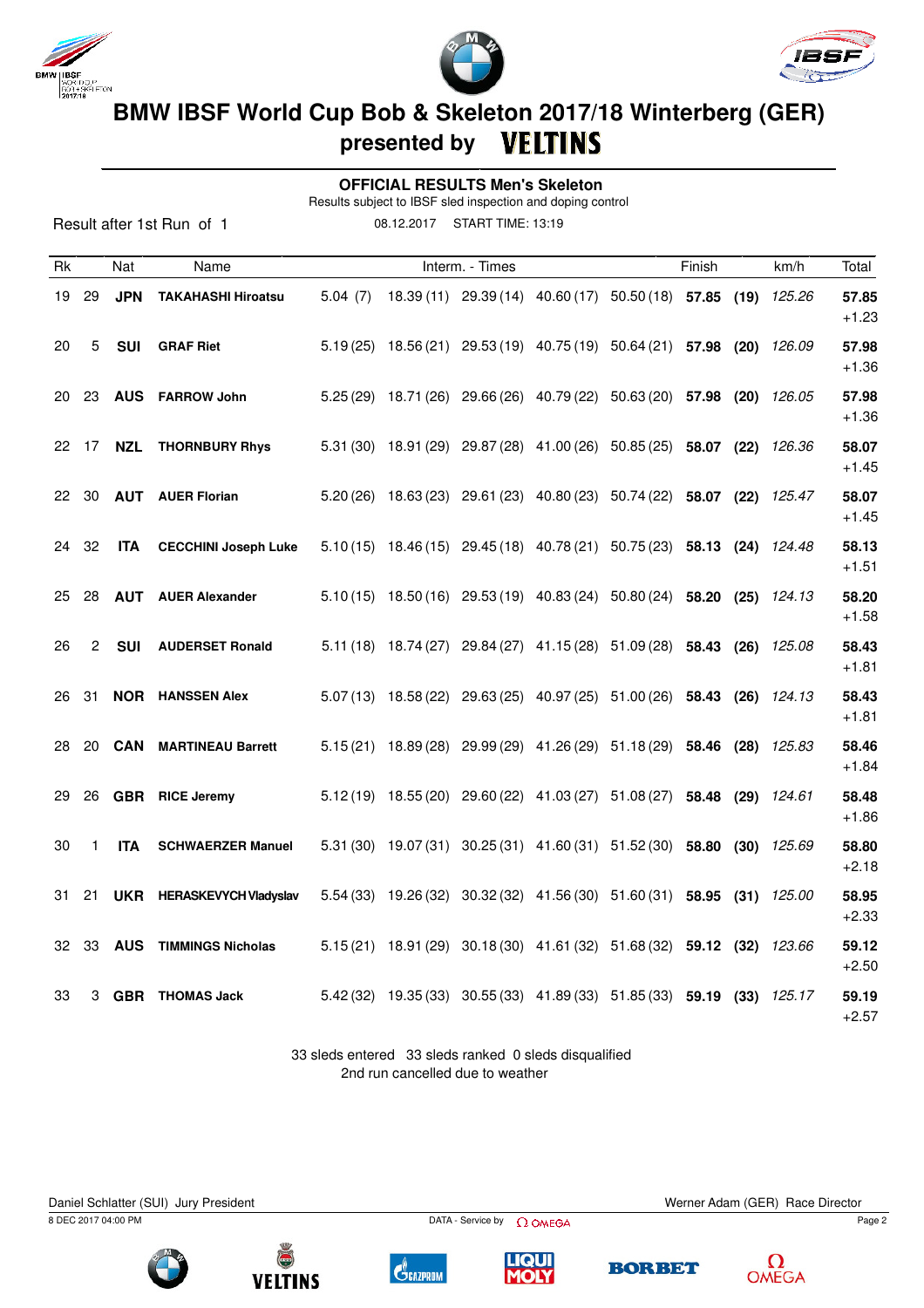# BMW IBSF World Cup Bob & Skeleton 2017/18 Winterberg (GER)

## presented by VELTINS

### OFFICIAL RESULTS Men's Skeleton

Results subject to IBSF sled inspection and doping control

Result after 1st Run of 1

08.12.2017 START TIME: 13:19

| Rk | | Nat | Name | Interm. - Times | | | | | Finish | | km/h | Total |
|---|---|---|---|---|---|---|---|---|---|---|---|---|
| 19 | 29 | **JPN** | **TAKAHASHI Hiroatsu** | 5.04 (7) | 18.39 (11) | 29.39 (14) | 40.60 (17) | 50.50 (18) | **57.85** | **(19)** | *125.26* | **57.85** +1.23 |
| 20 | 5 | **SUI** | **GRAF Riet** | 5.19 (25) | 18.56 (21) | 29.53 (19) | 40.75 (19) | 50.64 (21) | **57.98** | **(20)** | *126.09* | **57.98** +1.36 |
| 20 | 23 | **AUS** | **FARROW John** | 5.25 (29) | 18.71 (26) | 29.66 (26) | 40.79 (22) | 50.63 (20) | **57.98** | **(20)** | *126.05* | **57.98** +1.36 |
| 22 | 17 | **NZL** | **THORNBURY Rhys** | 5.31 (30) | 18.91 (29) | 29.87 (28) | 41.00 (26) | 50.85 (25) | **58.07** | **(22)** | *126.36* | **58.07** +1.45 |
| 22 | 30 | **AUT** | **AUER Florian** | 5.20 (26) | 18.63 (23) | 29.61 (23) | 40.80 (23) | 50.74 (22) | **58.07** | **(22)** | *125.47* | **58.07** +1.45 |
| 24 | 32 | **ITA** | **CECCHINI Joseph Luke** | 5.10 (15) | 18.46 (15) | 29.45 (18) | 40.78 (21) | 50.75 (23) | **58.13** | **(24)** | *124.48* | **58.13** +1.51 |
| 25 | 28 | **AUT** | **AUER Alexander** | 5.10 (15) | 18.50 (16) | 29.53 (19) | 40.83 (24) | 50.80 (24) | **58.20** | **(25)** | *124.13* | **58.20** +1.58 |
| 26 | 2 | **SUI** | **AUDERSET Ronald** | 5.11 (18) | 18.74 (27) | 29.84 (27) | 41.15 (28) | 51.09 (28) | **58.43** | **(26)** | *125.08* | **58.43** +1.81 |
| 26 | 31 | **NOR** | **HANSSEN Alex** | 5.07 (13) | 18.58 (22) | 29.63 (25) | 40.97 (25) | 51.00 (26) | **58.43** | **(26)** | *124.13* | **58.43** +1.81 |
| 28 | 20 | **CAN** | **MARTINEAU Barrett** | 5.15 (21) | 18.89 (28) | 29.99 (29) | 41.26 (29) | 51.18 (29) | **58.46** | **(28)** | *125.83* | **58.46** +1.84 |
| 29 | 26 | **GBR** | **RICE Jeremy** | 5.12 (19) | 18.55 (20) | 29.60 (22) | 41.03 (27) | 51.08 (27) | **58.48** | **(29)** | *124.61* | **58.48** +1.86 |
| 30 | 1 | **ITA** | **SCHWAERZER Manuel** | 5.31 (30) | 19.07 (31) | 30.25 (31) | 41.60 (31) | 51.52 (30) | **58.80** | **(30)** | *125.69* | **58.80** +2.18 |
| 31 | 21 | **UKR** | **HERASKEVYCH Vladyslav** | 5.54 (33) | 19.26 (32) | 30.32 (32) | 41.56 (30) | 51.60 (31) | **58.95** | **(31)** | *125.00* | **58.95** +2.33 |
| 32 | 33 | **AUS** | **TIMMINGS Nicholas** | 5.15 (21) | 18.91 (29) | 30.18 (30) | 41.61 (32) | 51.68 (32) | **59.12** | **(32)** | *123.66* | **59.12** +2.50 |
| 33 | 3 | **GBR** | **THOMAS Jack** | 5.42 (32) | 19.35 (33) | 30.55 (33) | 41.89 (33) | 51.85 (33) | **59.19** | **(33)** | *125.17* | **59.19** +2.57 |

33 sleds entered 33 sleds ranked 0 sleds disqualified
2nd run cancelled due to weather

Daniel Schlatter (SUI) Jury President

Werner Adam (GER) Race Director

8 DEC 2017 04:00 PM

DATA - Service by OMEGA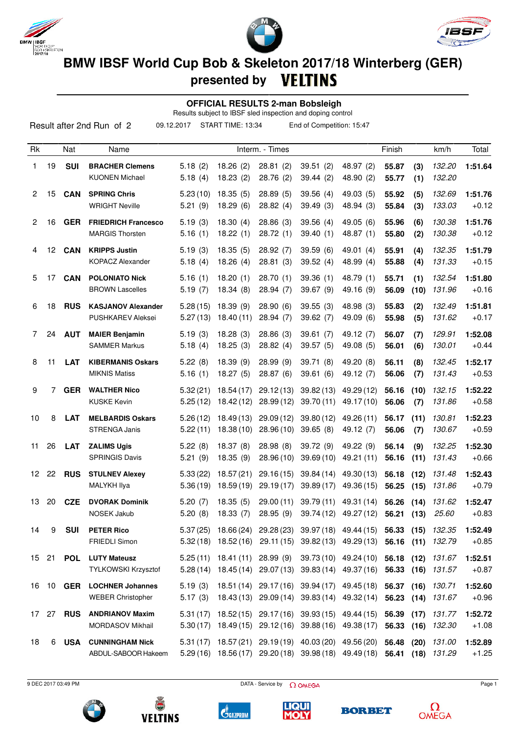# BMW IBSF World Cup Bob & Skeleton 2017/18 Winterberg (GER)

## presented by VELTINS

### OFFICIAL RESULTS 2-man Bobsleigh

Results subject to IBSF sled inspection and doping control

Result after 2nd Run of 2 — 09.12.2017 — START TIME: 13:34 — End of Competition: 15:47

| Rk | | Nat | Name | Interm. - Times | | | | | Finish | | km/h | Total |
|---|---|---|---|---|---|---|---|---|---|---|---|---|
| 1 | 19 | **SUI** | **BRACHER Clemens** | 5.18 (2) | 18.26 (2) | 28.81 (2) | 39.51 (2) | 48.97 (2) | **55.87** | **(3)** | *132.20* | **1:51.64** |
| | | | KUONEN Michael | 5.18 (4) | 18.23 (2) | 28.76 (2) | 39.44 (2) | 48.90 (2) | **55.77** | **(1)** | *132.20* | |
| 2 | 15 | **CAN** | **SPRING Chris** | 5.23 (10) | 18.35 (5) | 28.89 (5) | 39.56 (4) | 49.03 (5) | **55.92** | **(5)** | *132.69* | **1:51.76** |
| | | | WRIGHT Neville | 5.21 (9) | 18.29 (6) | 28.82 (4) | 39.49 (3) | 48.94 (3) | **55.84** | **(3)** | *133.03* | +0.12 |
| 2 | 16 | **GER** | **FRIEDRICH Francesco** | 5.19 (3) | 18.30 (4) | 28.86 (3) | 39.56 (4) | 49.05 (6) | **55.96** | **(6)** | *130.38* | **1:51.76** |
| | | | MARGIS Thorsten | 5.16 (1) | 18.22 (1) | 28.72 (1) | 39.40 (1) | 48.87 (1) | **55.80** | **(2)** | *130.38* | +0.12 |
| 4 | 12 | **CAN** | **KRIPPS Justin** | 5.19 (3) | 18.35 (5) | 28.92 (7) | 39.59 (6) | 49.01 (4) | **55.91** | **(4)** | *132.35* | **1:51.79** |
| | | | KOPACZ Alexander | 5.18 (4) | 18.26 (4) | 28.81 (3) | 39.52 (4) | 48.99 (4) | **55.88** | **(4)** | *131.33* | +0.15 |
| 5 | 17 | **CAN** | **POLONIATO Nick** | 5.16 (1) | 18.20 (1) | 28.70 (1) | 39.36 (1) | 48.79 (1) | **55.71** | **(1)** | *132.54* | **1:51.80** |
| | | | BROWN Lascelles | 5.19 (7) | 18.34 (8) | 28.94 (7) | 39.67 (9) | 49.16 (9) | **56.09** | **(10)** | *131.96* | +0.16 |
| 6 | 18 | **RUS** | **KASJANOV Alexander** | 5.28 (15) | 18.39 (9) | 28.90 (6) | 39.55 (3) | 48.98 (3) | **55.83** | **(2)** | *132.49* | **1:51.81** |
| | | | PUSHKAREV Aleksei | 5.27 (13) | 18.40 (11) | 28.94 (7) | 39.62 (7) | 49.09 (6) | **55.98** | **(5)** | *131.62* | +0.17 |
| 7 | 24 | **AUT** | **MAIER Benjamin** | 5.19 (3) | 18.28 (3) | 28.86 (3) | 39.61 (7) | 49.12 (7) | **56.07** | **(7)** | *129.91* | **1:52.08** |
| | | | SAMMER Markus | 5.18 (4) | 18.25 (3) | 28.82 (4) | 39.57 (5) | 49.08 (5) | **56.01** | **(6)** | *130.01* | +0.44 |
| 8 | 11 | **LAT** | **KIBERMANIS Oskars** | 5.22 (8) | 18.39 (9) | 28.99 (9) | 39.71 (8) | 49.20 (8) | **56.11** | **(8)** | *132.45* | **1:52.17** |
| | | | MIKNIS Matiss | 5.16 (1) | 18.27 (5) | 28.87 (6) | 39.61 (6) | 49.12 (7) | **56.06** | **(7)** | *131.43* | +0.53 |
| 9 | 7 | **GER** | **WALTHER Nico** | 5.32 (21) | 18.54 (17) | 29.12 (13) | 39.82 (13) | 49.29 (12) | **56.16** | **(10)** | *132.15* | **1:52.22** |
| | | | KUSKE Kevin | 5.25 (12) | 18.42 (12) | 28.99 (12) | 39.70 (11) | 49.17 (10) | **56.06** | **(7)** | *131.86* | +0.58 |
| 10 | 8 | **LAT** | **MELBARDIS Oskars** | 5.26 (12) | 18.49 (13) | 29.09 (12) | 39.80 (12) | 49.26 (11) | **56.17** | **(11)** | *130.81* | **1:52.23** |
| | | | STRENGA Janis | 5.22 (11) | 18.38 (10) | 28.96 (10) | 39.65 (8) | 49.12 (7) | **56.06** | **(7)** | *130.67* | +0.59 |
| 11 | 26 | **LAT** | **ZALIMS Ugis** | 5.22 (8) | 18.37 (8) | 28.98 (8) | 39.72 (9) | 49.22 (9) | **56.14** | **(9)** | *132.25* | **1:52.30** |
| | | | SPRINGIS Davis | 5.21 (9) | 18.35 (9) | 28.96 (10) | 39.69 (10) | 49.21 (11) | **56.16** | **(11)** | *131.43* | +0.66 |
| 12 | 22 | **RUS** | **STULNEV Alexey** | 5.33 (22) | 18.57 (21) | 29.16 (15) | 39.84 (14) | 49.30 (13) | **56.18** | **(12)** | *131.48* | **1:52.43** |
| | | | MALYKH Ilya | 5.36 (19) | 18.59 (19) | 29.19 (17) | 39.89 (17) | 49.36 (15) | **56.25** | **(15)** | *131.86* | +0.79 |
| 13 | 20 | **CZE** | **DVORAK Dominik** | 5.20 (7) | 18.35 (5) | 29.00 (11) | 39.79 (11) | 49.31 (14) | **56.26** | **(14)** | *131.62* | **1:52.47** |
| | | | NOSEK Jakub | 5.20 (8) | 18.33 (7) | 28.95 (9) | 39.74 (12) | 49.27 (12) | **56.21** | **(13)** | *25.60* | +0.83 |
| 14 | 9 | **SUI** | **PETER Rico** | 5.37 (25) | 18.66 (24) | 29.28 (23) | 39.97 (18) | 49.44 (15) | **56.33** | **(15)** | *132.35* | **1:52.49** |
| | | | FRIEDLI Simon | 5.32 (18) | 18.52 (16) | 29.11 (15) | 39.82 (13) | 49.29 (13) | **56.16** | **(11)** | *132.79* | +0.85 |
| 15 | 21 | **POL** | **LUTY Mateusz** | 5.25 (11) | 18.41 (11) | 28.99 (9) | 39.73 (10) | 49.24 (10) | **56.18** | **(12)** | *131.67* | **1:52.51** |
| | | | TYLKOWSKI Krzysztof | 5.28 (14) | 18.45 (14) | 29.07 (13) | 39.83 (14) | 49.37 (16) | **56.33** | **(16)** | *131.57* | +0.87 |
| 16 | 10 | **GER** | **LOCHNER Johannes** | 5.19 (3) | 18.51 (14) | 29.17 (16) | 39.94 (17) | 49.45 (18) | **56.37** | **(16)** | *130.71* | **1:52.60** |
| | | | WEBER Christopher | 5.17 (3) | 18.43 (13) | 29.09 (14) | 39.83 (14) | 49.32 (14) | **56.23** | **(14)** | *131.67* | +0.96 |
| 17 | 27 | **RUS** | **ANDRIANOV Maxim** | 5.31 (17) | 18.52 (15) | 29.17 (16) | 39.93 (15) | 49.44 (15) | **56.39** | **(17)** | *131.77* | **1:52.72** |
| | | | MORDASOV Mikhail | 5.30 (17) | 18.49 (15) | 29.12 (16) | 39.88 (16) | 49.38 (17) | **56.33** | **(16)** | *132.30* | +1.08 |
| 18 | 6 | **USA** | **CUNNINGHAM Nick** | 5.31 (17) | 18.57 (21) | 29.19 (19) | 40.03 (20) | 49.56 (20) | **56.48** | **(20)** | *131.00* | **1:52.89** |
| | | | ABDUL-SABOOR Hakeem | 5.29 (16) | 18.56 (17) | 29.20 (18) | 39.98 (18) | 49.49 (18) | **56.41** | **(18)** | *131.29* | +1.25 |

9 DEC 2017 03:49 PM — DATA - Service by OMEGA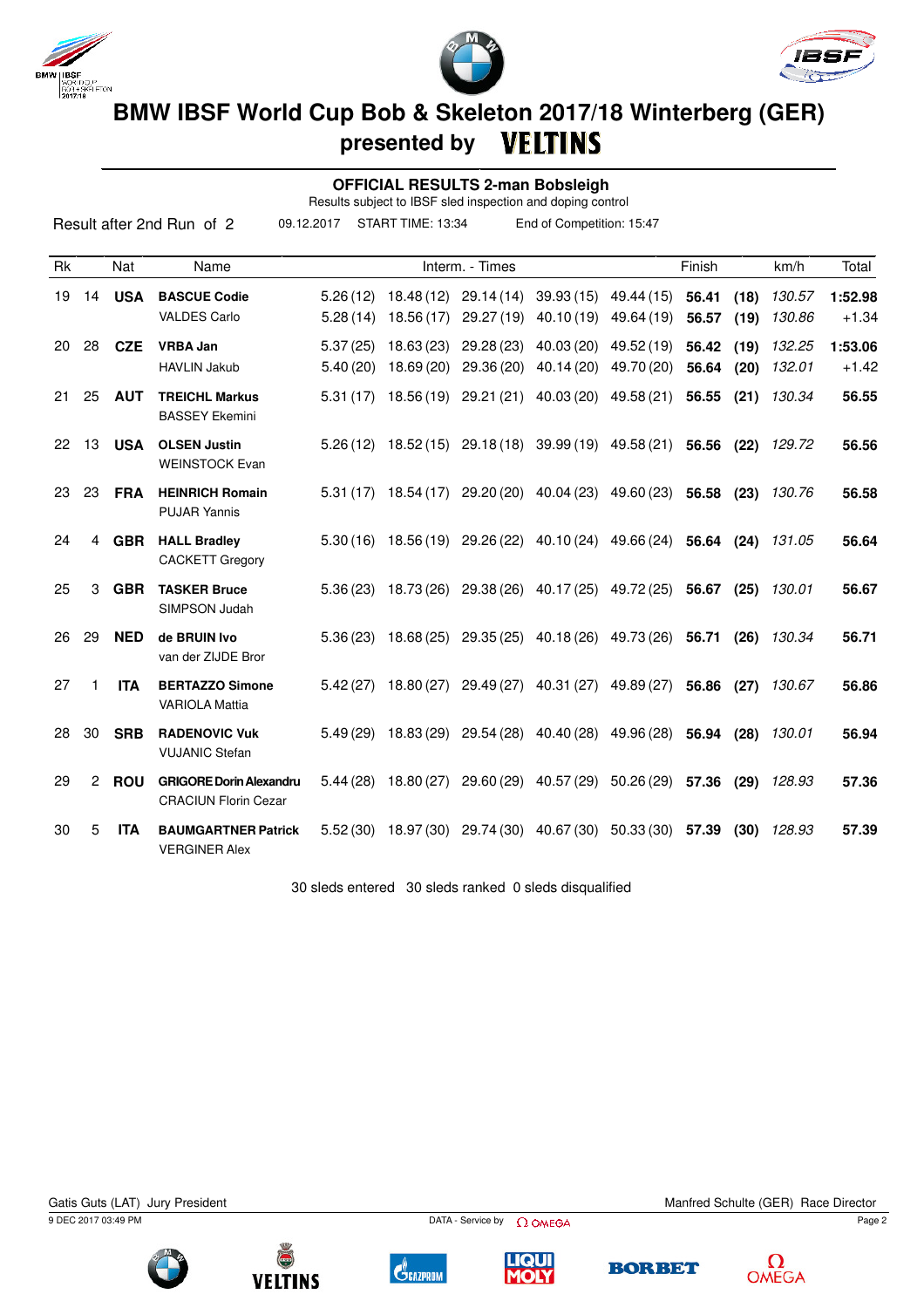# BMW IBSF World Cup Bob & Skeleton 2017/18 Winterberg (GER)

## presented by VELTINS

### OFFICIAL RESULTS 2-man Bobsleigh

Results subject to IBSF sled inspection and doping control

Result after 2nd Run of 2 | 09.12.2017 | START TIME: 13:34 | End of Competition: 15:47

| Rk | | Nat | Name | Interm. - Times | | | | | Finish | | km/h | Total |
|---|---|---|---|---|---|---|---|---|---|---|---|---|
| 19 | 14 | **USA** | **BASCUE Codie** | 5.26 (12) | 18.48 (12) | 29.14 (14) | 39.93 (15) | 49.44 (15) | **56.41** | **(18)** | *130.57* | **1:52.98** |
| | | | VALDES Carlo | 5.28 (14) | 18.56 (17) | 29.27 (19) | 40.10 (19) | 49.64 (19) | **56.57** | **(19)** | *130.86* | +1.34 |
| 20 | 28 | **CZE** | **VRBA Jan** | 5.37 (25) | 18.63 (23) | 29.28 (23) | 40.03 (20) | 49.52 (19) | **56.42** | **(19)** | *132.25* | **1:53.06** |
| | | | HAVLIN Jakub | 5.40 (20) | 18.69 (20) | 29.36 (20) | 40.14 (20) | 49.70 (20) | **56.64** | **(20)** | *132.01* | +1.42 |
| 21 | 25 | **AUT** | **TREICHL Markus** | 5.31 (17) | 18.56 (19) | 29.21 (21) | 40.03 (20) | 49.58 (21) | **56.55** | **(21)** | *130.34* | **56.55** |
| | | | BASSEY Ekemini | | | | | | | | | |
| 22 | 13 | **USA** | **OLSEN Justin** | 5.26 (12) | 18.52 (15) | 29.18 (18) | 39.99 (19) | 49.58 (21) | **56.56** | **(22)** | *129.72* | **56.56** |
| | | | WEINSTOCK Evan | | | | | | | | | |
| 23 | 23 | **FRA** | **HEINRICH Romain** | 5.31 (17) | 18.54 (17) | 29.20 (20) | 40.04 (23) | 49.60 (23) | **56.58** | **(23)** | *130.76* | **56.58** |
| | | | PUJAR Yannis | | | | | | | | | |
| 24 | 4 | **GBR** | **HALL Bradley** | 5.30 (16) | 18.56 (19) | 29.26 (22) | 40.10 (24) | 49.66 (24) | **56.64** | **(24)** | *131.05* | **56.64** |
| | | | CACKETT Gregory | | | | | | | | | |
| 25 | 3 | **GBR** | **TASKER Bruce** | 5.36 (23) | 18.73 (26) | 29.38 (26) | 40.17 (25) | 49.72 (25) | **56.67** | **(25)** | *130.01* | **56.67** |
| | | | SIMPSON Judah | | | | | | | | | |
| 26 | 29 | **NED** | **de BRUIN Ivo** | 5.36 (23) | 18.68 (25) | 29.35 (25) | 40.18 (26) | 49.73 (26) | **56.71** | **(26)** | *130.34* | **56.71** |
| | | | van der ZIJDE Bror | | | | | | | | | |
| 27 | 1 | **ITA** | **BERTAZZO Simone** | 5.42 (27) | 18.80 (27) | 29.49 (27) | 40.31 (27) | 49.89 (27) | **56.86** | **(27)** | *130.67* | **56.86** |
| | | | VARIOLA Mattia | | | | | | | | | |
| 28 | 30 | **SRB** | **RADENOVIC Vuk** | 5.49 (29) | 18.83 (29) | 29.54 (28) | 40.40 (28) | 49.96 (28) | **56.94** | **(28)** | *130.01* | **56.94** |
| | | | VUJANIC Stefan | | | | | | | | | |
| 29 | 2 | **ROU** | **GRIGORE Dorin Alexandru** | 5.44 (28) | 18.80 (27) | 29.60 (29) | 40.57 (29) | 50.26 (29) | **57.36** | **(29)** | *128.93* | **57.36** |
| | | | CRACIUN Florin Cezar | | | | | | | | | |
| 30 | 5 | **ITA** | **BAUMGARTNER Patrick** | 5.52 (30) | 18.97 (30) | 29.74 (30) | 40.67 (30) | 50.33 (30) | **57.39** | **(30)** | *128.93* | **57.39** |
| | | | VERGINER Alex | | | | | | | | | |

30 sleds entered 30 sleds ranked 0 sleds disqualified

Gatis Guts (LAT) Jury President

Manfred Schulte (GER) Race Director

9 DEC 2017 03:49 PM

DATA - Service by OMEGA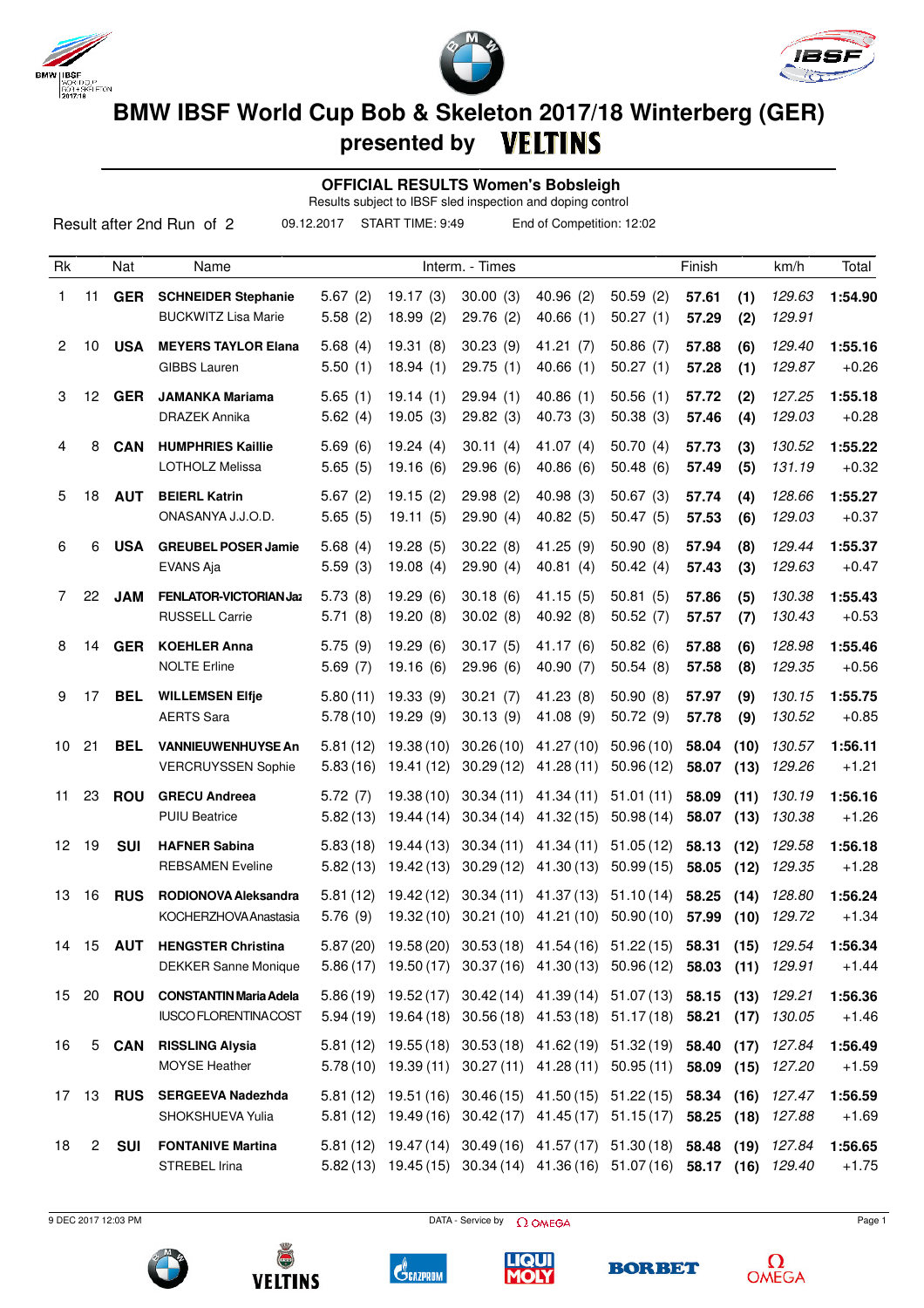# BMW IBSF World Cup Bob & Skeleton 2017/18 Winterberg (GER)

## presented by VELTINS

### OFFICIAL RESULTS Women's Bobsleigh

Results subject to IBSF sled inspection and doping control

Result after 2nd Run of 2 | 09.12.2017 | START TIME: 9:49 | End of Competition: 12:02

| Rk | | Nat | Name | Interm. - Times | | | | | Finish | | km/h | Total |
|---|---|---|---|---|---|---|---|---|---|---|---|---|
| 1 | 11 | **GER** | **SCHNEIDER Stephanie** | 5.67 (2) | 19.17 (3) | 30.00 (3) | 40.96 (2) | 50.59 (2) | **57.61** | **(1)** | *129.63* | **1:54.90** |
| | | | BUCKWITZ Lisa Marie | 5.58 (2) | 18.99 (2) | 29.76 (2) | 40.66 (1) | 50.27 (1) | **57.29** | **(2)** | *129.91* | |
| 2 | 10 | **USA** | **MEYERS TAYLOR Elana** | 5.68 (4) | 19.31 (8) | 30.23 (9) | 41.21 (7) | 50.86 (7) | **57.88** | **(6)** | *129.40* | **1:55.16** |
| | | | GIBBS Lauren | 5.50 (1) | 18.94 (1) | 29.75 (1) | 40.66 (1) | 50.27 (1) | **57.28** | **(1)** | *129.87* | +0.26 |
| 3 | 12 | **GER** | **JAMANKA Mariama** | 5.65 (1) | 19.14 (1) | 29.94 (1) | 40.86 (1) | 50.56 (1) | **57.72** | **(2)** | *127.25* | **1:55.18** |
| | | | DRAZEK Annika | 5.62 (4) | 19.05 (3) | 29.82 (3) | 40.73 (3) | 50.38 (3) | **57.46** | **(4)** | *129.03* | +0.28 |
| 4 | 8 | **CAN** | **HUMPHRIES Kaillie** | 5.69 (6) | 19.24 (4) | 30.11 (4) | 41.07 (4) | 50.70 (4) | **57.73** | **(3)** | *130.52* | **1:55.22** |
| | | | LOTHOLZ Melissa | 5.65 (5) | 19.16 (6) | 29.96 (6) | 40.86 (6) | 50.48 (6) | **57.49** | **(5)** | *131.19* | +0.32 |
| 5 | 18 | **AUT** | **BEIERL Katrin** | 5.67 (2) | 19.15 (2) | 29.98 (2) | 40.98 (3) | 50.67 (3) | **57.74** | **(4)** | *128.66* | **1:55.27** |
| | | | ONASANYA J.J.O.D. | 5.65 (5) | 19.11 (5) | 29.90 (4) | 40.82 (5) | 50.47 (5) | **57.53** | **(6)** | *129.03* | +0.37 |
| 6 | 6 | **USA** | **GREUBEL POSER Jamie** | 5.68 (4) | 19.28 (5) | 30.22 (8) | 41.25 (9) | 50.90 (8) | **57.94** | **(8)** | *129.44* | **1:55.37** |
| | | | EVANS Aja | 5.59 (3) | 19.08 (4) | 29.90 (4) | 40.81 (4) | 50.42 (4) | **57.43** | **(3)** | *129.63* | +0.47 |
| 7 | 22 | **JAM** | **FENLATOR-VICTORIAN Jaz** | 5.73 (8) | 19.29 (6) | 30.18 (6) | 41.15 (5) | 50.81 (5) | **57.86** | **(5)** | *130.38* | **1:55.43** |
| | | | RUSSELL Carrie | 5.71 (8) | 19.20 (8) | 30.02 (8) | 40.92 (8) | 50.52 (7) | **57.57** | **(7)** | *130.43* | +0.53 |
| 8 | 14 | **GER** | **KOEHLER Anna** | 5.75 (9) | 19.29 (6) | 30.17 (5) | 41.17 (6) | 50.82 (6) | **57.88** | **(6)** | *128.98* | **1:55.46** |
| | | | NOLTE Erline | 5.69 (7) | 19.16 (6) | 29.96 (6) | 40.90 (7) | 50.54 (8) | **57.58** | **(8)** | *129.35* | +0.56 |
| 9 | 17 | **BEL** | **WILLEMSEN Elfje** | 5.80 (11) | 19.33 (9) | 30.21 (7) | 41.23 (8) | 50.90 (8) | **57.97** | **(9)** | *130.15* | **1:55.75** |
| | | | AERTS Sara | 5.78 (10) | 19.29 (9) | 30.13 (9) | 41.08 (9) | 50.72 (9) | **57.78** | **(9)** | *130.52* | +0.85 |
| 10 | 21 | **BEL** | **VANNIEUWENHUYSE An** | 5.81 (12) | 19.38 (10) | 30.26 (10) | 41.27 (10) | 50.96 (10) | **58.04** | **(10)** | *130.57* | **1:56.11** |
| | | | VERCRUYSSEN Sophie | 5.83 (16) | 19.41 (12) | 30.29 (12) | 41.28 (11) | 50.96 (12) | **58.07** | **(13)** | *129.26* | +1.21 |
| 11 | 23 | **ROU** | **GRECU Andreea** | 5.72 (7) | 19.38 (10) | 30.34 (11) | 41.34 (11) | 51.01 (11) | **58.09** | **(11)** | *130.19* | **1:56.16** |
| | | | PUIU Beatrice | 5.82 (13) | 19.44 (14) | 30.34 (14) | 41.32 (15) | 50.98 (14) | **58.07** | **(13)** | *130.38* | +1.26 |
| 12 | 19 | **SUI** | **HAFNER Sabina** | 5.83 (18) | 19.44 (13) | 30.34 (11) | 41.34 (11) | 51.05 (12) | **58.13** | **(12)** | *129.58* | **1:56.18** |
| | | | REBSAMEN Eveline | 5.82 (13) | 19.42 (13) | 30.29 (12) | 41.30 (13) | 50.99 (15) | **58.05** | **(12)** | *129.35* | +1.28 |
| 13 | 16 | **RUS** | **RODIONOVA Aleksandra** | 5.81 (12) | 19.42 (12) | 30.34 (11) | 41.37 (13) | 51.10 (14) | **58.25** | **(14)** | *128.80* | **1:56.24** |
| | | | KOCHERZHOVA Anastasia | 5.76 (9) | 19.32 (10) | 30.21 (10) | 41.21 (10) | 50.90 (10) | **57.99** | **(10)** | *129.72* | +1.34 |
| 14 | 15 | **AUT** | **HENGSTER Christina** | 5.87 (20) | 19.58 (20) | 30.53 (18) | 41.54 (16) | 51.22 (15) | **58.31** | **(15)** | *129.54* | **1:56.34** |
| | | | DEKKER Sanne Monique | 5.86 (17) | 19.50 (17) | 30.37 (16) | 41.30 (13) | 50.96 (12) | **58.03** | **(11)** | *129.91* | +1.44 |
| 15 | 20 | **ROU** | **CONSTANTIN Maria Adela** | 5.86 (19) | 19.52 (17) | 30.42 (14) | 41.39 (14) | 51.07 (13) | **58.15** | **(13)** | *129.21* | **1:56.36** |
| | | | IUSCO FLORENTINA COST | 5.94 (19) | 19.64 (18) | 30.56 (18) | 41.53 (18) | 51.17 (18) | **58.21** | **(17)** | *130.05* | +1.46 |
| 16 | 5 | **CAN** | **RISSLING Alysia** | 5.81 (12) | 19.55 (18) | 30.53 (18) | 41.62 (19) | 51.32 (19) | **58.40** | **(17)** | *127.84* | **1:56.49** |
| | | | MOYSE Heather | 5.78 (10) | 19.39 (11) | 30.27 (11) | 41.28 (11) | 50.95 (11) | **58.09** | **(15)** | *127.20* | +1.59 |
| 17 | 13 | **RUS** | **SERGEEVA Nadezhda** | 5.81 (12) | 19.51 (16) | 30.46 (15) | 41.50 (15) | 51.22 (15) | **58.34** | **(16)** | *127.47* | **1:56.59** |
| | | | SHOKSHUEVA Yulia | 5.81 (12) | 19.49 (16) | 30.42 (17) | 41.45 (17) | 51.15 (17) | **58.25** | **(18)** | *127.88* | +1.69 |
| 18 | 2 | **SUI** | **FONTANIVE Martina** | 5.81 (12) | 19.47 (14) | 30.49 (16) | 41.57 (17) | 51.30 (18) | **58.48** | **(19)** | *127.84* | **1:56.65** |
| | | | STREBEL Irina | 5.82 (13) | 19.45 (15) | 30.34 (14) | 41.36 (16) | 51.07 (16) | **58.17** | **(16)** | *129.40* | +1.75 |

9 DEC 2017 12:03 PM — DATA - Service by OMEGA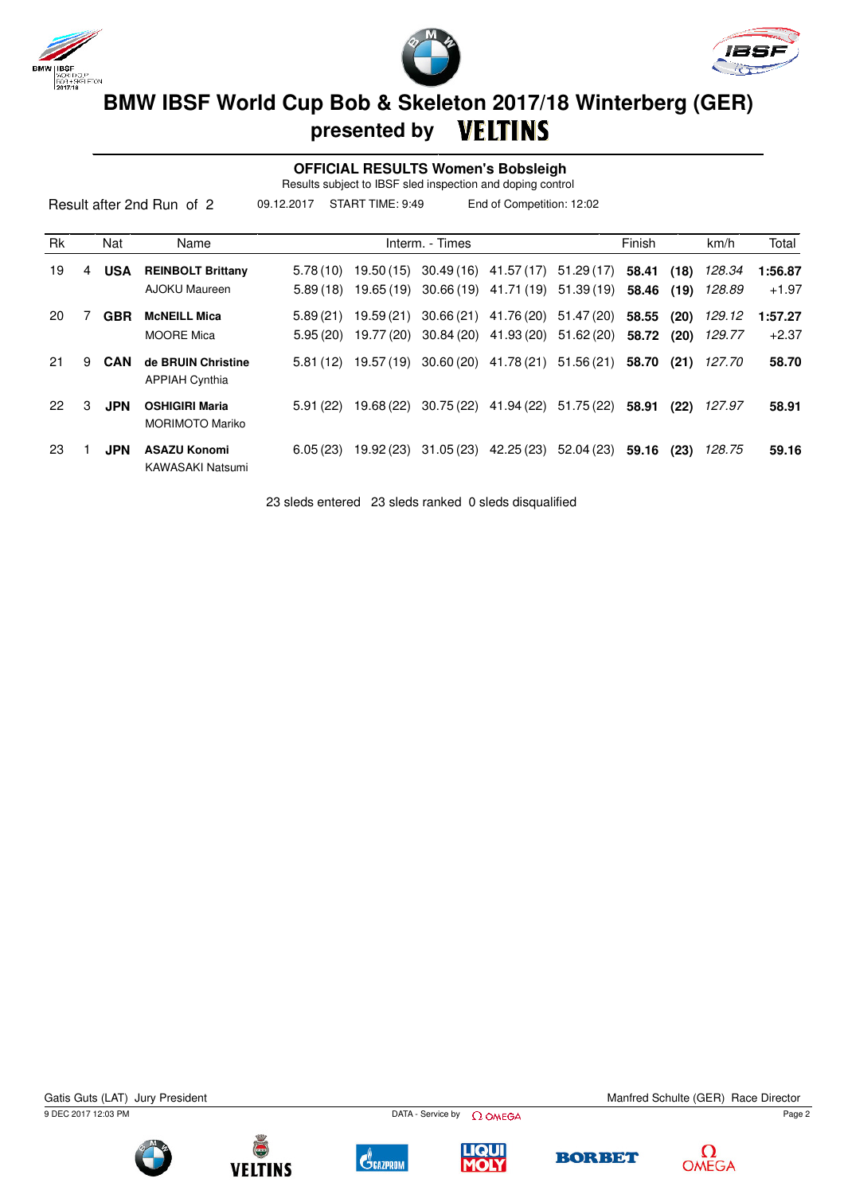# BMW IBSF World Cup Bob & Skeleton 2017/18 Winterberg (GER)

## presented by VELTINS

### OFFICIAL RESULTS Women's Bobsleigh

Results subject to IBSF sled inspection and doping control

Result after 2nd Run of 2 | 09.12.2017 | START TIME: 9:49 | End of Competition: 12:02

| Rk | | Nat | Name | Interm. - Times | | | | | Finish | | km/h | Total |
|---|---|---|---|---|---|---|---|---|---|---|---|---|
| 19 | 4 | **USA** | **REINBOLT Brittany** | 5.78 (10) | 19.50 (15) | 30.49 (16) | 41.57 (17) | 51.29 (17) | **58.41** | **(18)** | *128.34* | **1:56.87** |
| | | | AJOKU Maureen | 5.89 (18) | 19.65 (19) | 30.66 (19) | 41.71 (19) | 51.39 (19) | **58.46** | **(19)** | *128.89* | +1.97 |
| 20 | 7 | **GBR** | **McNEILL Mica** | 5.89 (21) | 19.59 (21) | 30.66 (21) | 41.76 (20) | 51.47 (20) | **58.55** | **(20)** | *129.12* | **1:57.27** |
| | | | MOORE Mica | 5.95 (20) | 19.77 (20) | 30.84 (20) | 41.93 (20) | 51.62 (20) | **58.72** | **(20)** | *129.77* | +2.37 |
| 21 | 9 | **CAN** | **de BRUIN Christine** | 5.81 (12) | 19.57 (19) | 30.60 (20) | 41.78 (21) | 51.56 (21) | **58.70** | **(21)** | *127.70* | **58.70** |
| | | | APPIAH Cynthia | | | | | | | | | |
| 22 | 3 | **JPN** | **OSHIGIRI Maria** | 5.91 (22) | 19.68 (22) | 30.75 (22) | 41.94 (22) | 51.75 (22) | **58.91** | **(22)** | *127.97* | **58.91** |
| | | | MORIMOTO Mariko | | | | | | | | | |
| 23 | 1 | **JPN** | **ASAZU Konomi** | 6.05 (23) | 19.92 (23) | 31.05 (23) | 42.25 (23) | 52.04 (23) | **59.16** | **(23)** | *128.75* | **59.16** |
| | | | KAWASAKI Natsumi | | | | | | | | | |

23 sleds entered 23 sleds ranked 0 sleds disqualified

Gatis Guts (LAT) Jury President

Manfred Schulte (GER) Race Director

9 DEC 2017 12:03 PM

DATA - Service by OMEGA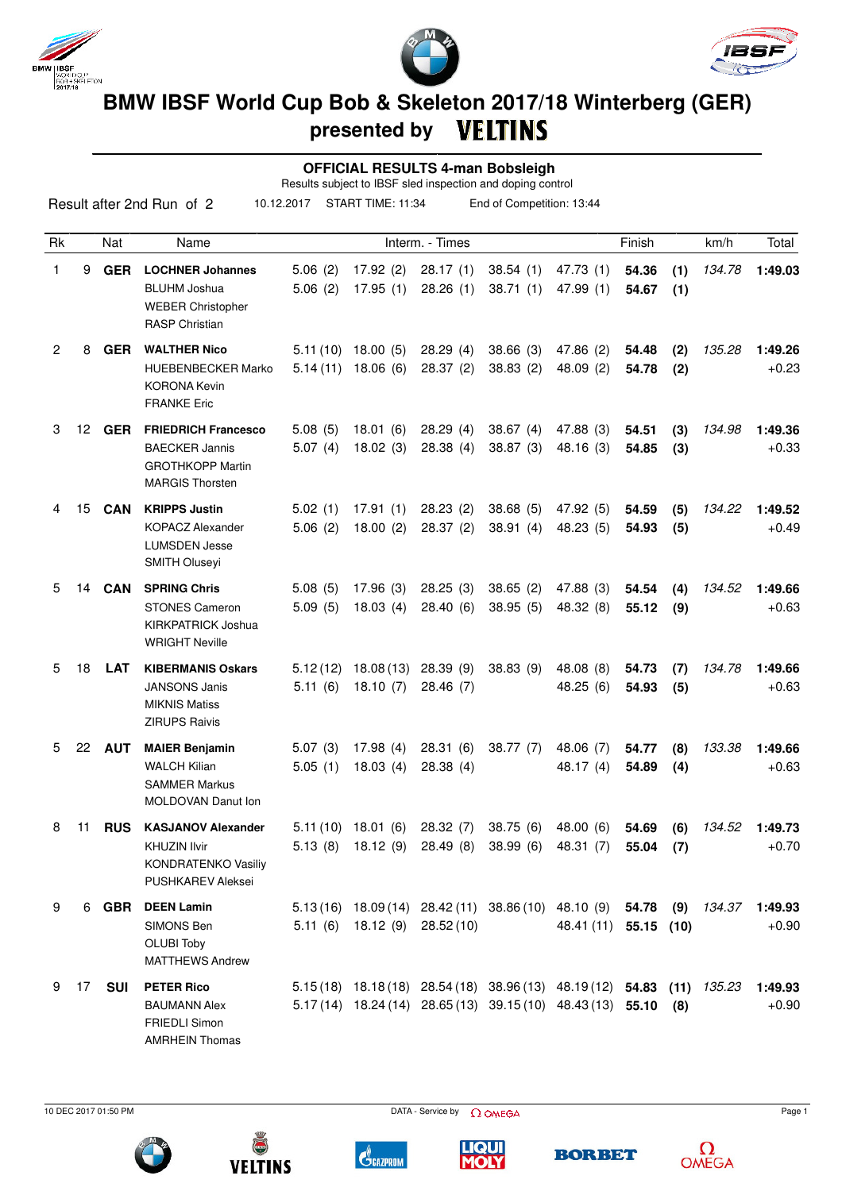# BMW IBSF World Cup Bob & Skeleton 2017/18 Winterberg (GER)

## presented by VELTINS

### OFFICIAL RESULTS 4-man Bobsleigh

Results subject to IBSF sled inspection and doping control

Result after 2nd Run of 2 | 10.12.2017 | START TIME: 11:34 | End of Competition: 13:44

| Rk | | Nat | Name | Interm. - Times | | | | | Finish | | km/h | Total |
|---|---|---|---|---|---|---|---|---|---|---|---|---|
| 1 | 9 | GER | **LOCHNER Johannes** | 5.06 (2) | 17.92 (2) | 28.17 (1) | 38.54 (1) | 47.73 (1) | **54.36** | **(1)** | *134.78* | **1:49.03** |
| | | | BLUHM Joshua | 5.06 (2) | 17.95 (1) | 28.26 (1) | 38.71 (1) | 47.99 (1) | **54.67** | **(1)** | | |
| | | | WEBER Christopher | | | | | | | | | |
| | | | RASP Christian | | | | | | | | | |
| 2 | 8 | GER | **WALTHER Nico** | 5.11 (10) | 18.00 (5) | 28.29 (4) | 38.66 (3) | 47.86 (2) | **54.48** | **(2)** | *135.28* | **1:49.26** |
| | | | HUEBENBECKER Marko | 5.14 (11) | 18.06 (6) | 28.37 (2) | 38.83 (2) | 48.09 (2) | **54.78** | **(2)** | | +0.23 |
| | | | KORONA Kevin | | | | | | | | | |
| | | | FRANKE Eric | | | | | | | | | |
| 3 | 12 | GER | **FRIEDRICH Francesco** | 5.08 (5) | 18.01 (6) | 28.29 (4) | 38.67 (4) | 47.88 (3) | **54.51** | **(3)** | *134.98* | **1:49.36** |
| | | | BAECKER Jannis | 5.07 (4) | 18.02 (3) | 28.38 (4) | 38.87 (3) | 48.16 (3) | **54.85** | **(3)** | | +0.33 |
| | | | GROTHKOPP Martin | | | | | | | | | |
| | | | MARGIS Thorsten | | | | | | | | | |
| 4 | 15 | CAN | **KRIPPS Justin** | 5.02 (1) | 17.91 (1) | 28.23 (2) | 38.68 (5) | 47.92 (5) | **54.59** | **(5)** | *134.22* | **1:49.52** |
| | | | KOPACZ Alexander | 5.06 (2) | 18.00 (2) | 28.37 (2) | 38.91 (4) | 48.23 (5) | **54.93** | **(5)** | | +0.49 |
| | | | LUMSDEN Jesse | | | | | | | | | |
| | | | SMITH Oluseyi | | | | | | | | | |
| 5 | 14 | CAN | **SPRING Chris** | 5.08 (5) | 17.96 (3) | 28.25 (3) | 38.65 (2) | 47.88 (3) | **54.54** | **(4)** | *134.52* | **1:49.66** |
| | | | STONES Cameron | 5.09 (5) | 18.03 (4) | 28.40 (6) | 38.95 (5) | 48.32 (8) | **55.12** | **(9)** | | +0.63 |
| | | | KIRKPATRICK Joshua | | | | | | | | | |
| | | | WRIGHT Neville | | | | | | | | | |
| 5 | 18 | LAT | **KIBERMANIS Oskars** | 5.12 (12) | 18.08 (13) | 28.39 (9) | 38.83 (9) | 48.08 (8) | **54.73** | **(7)** | *134.78* | **1:49.66** |
| | | | JANSONS Janis | 5.11 (6) | 18.10 (7) | 28.46 (7) | | 48.25 (6) | **54.93** | **(5)** | | +0.63 |
| | | | MIKNIS Matiss | | | | | | | | | |
| | | | ZIRUPS Raivis | | | | | | | | | |
| 5 | 22 | AUT | **MAIER Benjamin** | 5.07 (3) | 17.98 (4) | 28.31 (6) | 38.77 (7) | 48.06 (7) | **54.77** | **(8)** | *133.38* | **1:49.66** |
| | | | WALCH Kilian | 5.05 (1) | 18.03 (4) | 28.38 (4) | | 48.17 (4) | **54.89** | **(4)** | | +0.63 |
| | | | SAMMER Markus | | | | | | | | | |
| | | | MOLDOVAN Danut Ion | | | | | | | | | |
| 8 | 11 | RUS | **KASJANOV Alexander** | 5.11 (10) | 18.01 (6) | 28.32 (7) | 38.75 (6) | 48.00 (6) | **54.69** | **(6)** | *134.52* | **1:49.73** |
| | | | KHUZIN Ilvir | 5.13 (8) | 18.12 (9) | 28.49 (8) | 38.99 (6) | 48.31 (7) | **55.04** | **(7)** | | +0.70 |
| | | | KONDRATENKO Vasiliy | | | | | | | | | |
| | | | PUSHKAREV Aleksei | | | | | | | | | |
| 9 | 6 | GBR | **DEEN Lamin** | 5.13 (16) | 18.09 (14) | 28.42 (11) | 38.86 (10) | 48.10 (9) | **54.78** | **(9)** | *134.37* | **1:49.93** |
| | | | SIMONS Ben | 5.11 (6) | 18.12 (9) | 28.52 (10) | | 48.41 (11) | **55.15** | **(10)** | | +0.90 |
| | | | OLUBI Toby | | | | | | | | | |
| | | | MATTHEWS Andrew | | | | | | | | | |
| 9 | 17 | SUI | **PETER Rico** | 5.15 (18) | 18.18 (18) | 28.54 (18) | 38.96 (13) | 48.19 (12) | **54.83** | **(11)** | *135.23* | **1:49.93** |
| | | | BAUMANN Alex | 5.17 (14) | 18.24 (14) | 28.65 (13) | 39.15 (10) | 48.43 (13) | **55.10** | **(8)** | | +0.90 |
| | | | FRIEDLI Simon | | | | | | | | | |
| | | | AMRHEIN Thomas | | | | | | | | | |

10 DEC 2017 01:50 PM | DATA - Service by OMEGA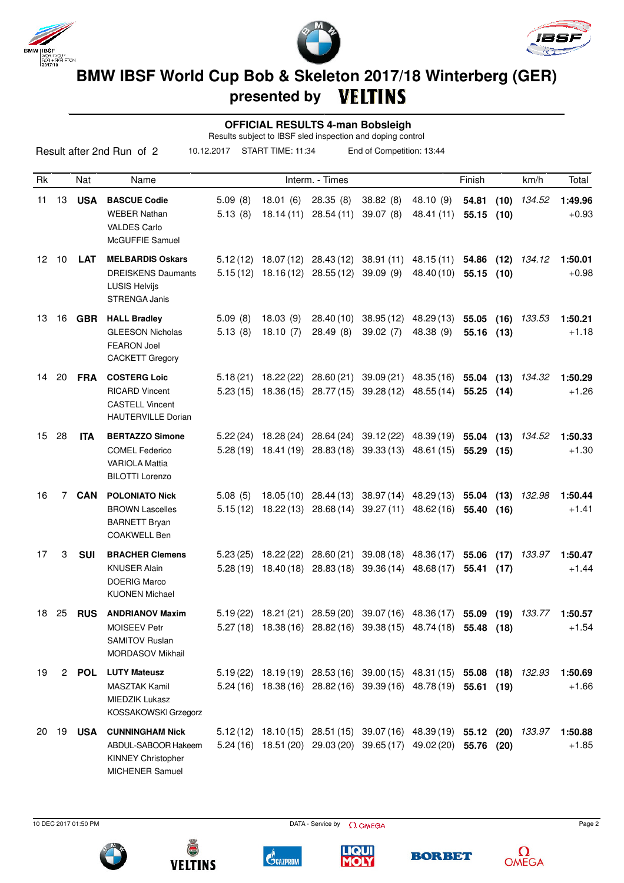# BMW IBSF World Cup Bob & Skeleton 2017/18 Winterberg (GER)

## presented by VELTINS

### OFFICIAL RESULTS 4-man Bobsleigh

Results subject to IBSF sled inspection and doping control

Result after 2nd Run of 2 — 10.12.2017 — START TIME: 11:34 — End of Competition: 13:44

| Rk | | Nat | Name | Interm. - Times | | | | | Finish | | km/h | Total |
|---|---|---|---|---|---|---|---|---|---|---|---|---|
| 11 | 13 | **USA** | **BASCUE Codie**<br>WEBER Nathan<br>VALDES Carlo<br>McGUFFIE Samuel | 5.09 (8)<br>5.13 (8) | 18.01 (6)<br>18.14 (11) | 28.35 (8)<br>28.54 (11) | 38.82 (8)<br>39.07 (8) | 48.10 (9)<br>48.41 (11) | **54.81**<br>**55.15** | **(10)**<br>**(10)** | *134.52* | **1:49.96**<br>+0.93 |
| 12 | 10 | **LAT** | **MELBARDIS Oskars**<br>DREISKENS Daumants<br>LUSIS Helvijs<br>STRENGA Janis | 5.12 (12)<br>5.15 (12) | 18.07 (12)<br>18.16 (12) | 28.43 (12)<br>28.55 (12) | 38.91 (11)<br>39.09 (9) | 48.15 (11)<br>48.40 (10) | **54.86**<br>**55.15** | **(12)**<br>**(10)** | *134.12* | **1:50.01**<br>+0.98 |
| 13 | 16 | **GBR** | **HALL Bradley**<br>GLEESON Nicholas<br>FEARON Joel<br>CACKETT Gregory | 5.09 (8)<br>5.13 (8) | 18.03 (9)<br>18.10 (7) | 28.40 (10)<br>28.49 (8) | 38.95 (12)<br>39.02 (7) | 48.29 (13)<br>48.38 (9) | **55.05**<br>**55.16** | **(16)**<br>**(13)** | *133.53* | **1:50.21**<br>+1.18 |
| 14 | 20 | **FRA** | **COSTERG Loic**<br>RICARD Vincent<br>CASTELL Vincent<br>HAUTERVILLE Dorian | 5.18 (21)<br>5.23 (15) | 18.22 (22)<br>18.36 (15) | 28.60 (21)<br>28.77 (15) | 39.09 (21)<br>39.28 (12) | 48.35 (16)<br>48.55 (14) | **55.04**<br>**55.25** | **(13)**<br>**(14)** | *134.32* | **1:50.29**<br>+1.26 |
| 15 | 28 | **ITA** | **BERTAZZO Simone**<br>COMEL Federico<br>VARIOLA Mattia<br>BILOTTI Lorenzo | 5.22 (24)<br>5.28 (19) | 18.28 (24)<br>18.41 (19) | 28.64 (24)<br>28.83 (18) | 39.12 (22)<br>39.33 (13) | 48.39 (19)<br>48.61 (15) | **55.04**<br>**55.29** | **(13)**<br>**(15)** | *134.52* | **1:50.33**<br>+1.30 |
| 16 | 7 | **CAN** | **POLONIATO Nick**<br>BROWN Lascelles<br>BARNETT Bryan<br>COAKWELL Ben | 5.08 (5)<br>5.15 (12) | 18.05 (10)<br>18.22 (13) | 28.44 (13)<br>28.68 (14) | 38.97 (14)<br>39.27 (11) | 48.29 (13)<br>48.62 (16) | **55.04**<br>**55.40** | **(13)**<br>**(16)** | *132.98* | **1:50.44**<br>+1.41 |
| 17 | 3 | **SUI** | **BRACHER Clemens**<br>KNUSER Alain<br>DOERIG Marco<br>KUONEN Michael | 5.23 (25)<br>5.28 (19) | 18.22 (22)<br>18.40 (18) | 28.60 (21)<br>28.83 (18) | 39.08 (18)<br>39.36 (14) | 48.36 (17)<br>48.68 (17) | **55.06**<br>**55.41** | **(17)**<br>**(17)** | *133.97* | **1:50.47**<br>+1.44 |
| 18 | 25 | **RUS** | **ANDRIANOV Maxim**<br>MOISEEV Petr<br>SAMITOV Ruslan<br>MORDASOV Mikhail | 5.19 (22)<br>5.27 (18) | 18.21 (21)<br>18.38 (16) | 28.59 (20)<br>28.82 (16) | 39.07 (16)<br>39.38 (15) | 48.36 (17)<br>48.74 (18) | **55.09**<br>**55.48** | **(19)**<br>**(18)** | *133.77* | **1:50.57**<br>+1.54 |
| 19 | 2 | **POL** | **LUTY Mateusz**<br>MASZTAK Kamil<br>MIEDZIK Lukasz<br>KOSSAKOWSKI Grzegorz | 5.19 (22)<br>5.24 (16) | 18.19 (19)<br>18.38 (16) | 28.53 (16)<br>28.82 (16) | 39.00 (15)<br>39.39 (16) | 48.31 (15)<br>48.78 (19) | **55.08**<br>**55.61** | **(18)**<br>**(19)** | *132.93* | **1:50.69**<br>+1.66 |
| 20 | 19 | **USA** | **CUNNINGHAM Nick**<br>ABDUL-SABOOR Hakeem<br>KINNEY Christopher<br>MICHENER Samuel | 5.12 (12)<br>5.24 (16) | 18.10 (15)<br>18.51 (20) | 28.51 (15)<br>29.03 (20) | 39.07 (16)<br>39.65 (17) | 48.39 (19)<br>49.02 (20) | **55.12**<br>**55.76** | **(20)**<br>**(20)** | *133.97* | **1:50.88**<br>+1.85 |

10 DEC 2017 01:50 PM — DATA - Service by OMEGA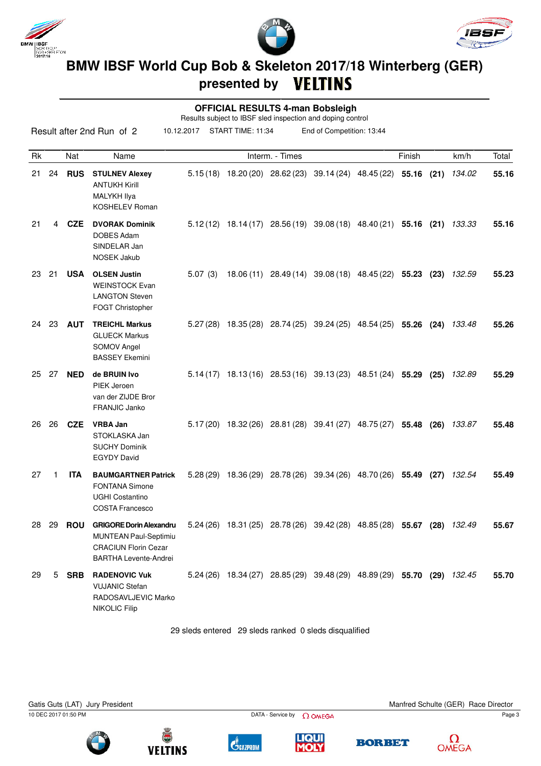# BMW IBSF World Cup Bob & Skeleton 2017/18 Winterberg (GER)

## presented by VELTINS

### OFFICIAL RESULTS 4-man Bobsleigh

Results subject to IBSF sled inspection and doping control

Result after 2nd Run of 2 10.12.2017 START TIME: 11:34 End of Competition: 13:44

| Rk | | Nat | Name | Interm. - Times | | | | | Finish | | km/h | Total |
|---|---|---|---|---|---|---|---|---|---|---|---|---|
| 21 | 24 | **RUS** | **STULNEV Alexey**<br>ANTUKH Kirill<br>MALYKH Ilya<br>KOSHELEV Roman | 5.15 (18) | 18.20 (20) | 28.62 (23) | 39.14 (24) | 48.45 (22) | **55.16** | **(21)** | *134.02* | **55.16** |
| 21 | 4 | **CZE** | **DVORAK Dominik**<br>DOBES Adam<br>SINDELAR Jan<br>NOSEK Jakub | 5.12 (12) | 18.14 (17) | 28.56 (19) | 39.08 (18) | 48.40 (21) | **55.16** | **(21)** | *133.33* | **55.16** |
| 23 | 21 | **USA** | **OLSEN Justin**<br>WEINSTOCK Evan<br>LANGTON Steven<br>FOGT Christopher | 5.07 (3) | 18.06 (11) | 28.49 (14) | 39.08 (18) | 48.45 (22) | **55.23** | **(23)** | *132.59* | **55.23** |
| 24 | 23 | **AUT** | **TREICHL Markus**<br>GLUECK Markus<br>SOMOV Angel<br>BASSEY Ekemini | 5.27 (28) | 18.35 (28) | 28.74 (25) | 39.24 (25) | 48.54 (25) | **55.26** | **(24)** | *133.48* | **55.26** |
| 25 | 27 | **NED** | **de BRUIN Ivo**<br>PIEK Jeroen<br>van der ZIJDE Bror<br>FRANJIC Janko | 5.14 (17) | 18.13 (16) | 28.53 (16) | 39.13 (23) | 48.51 (24) | **55.29** | **(25)** | *132.89* | **55.29** |
| 26 | 26 | **CZE** | **VRBA Jan**<br>STOKLASKA Jan<br>SUCHY Dominik<br>EGYDY David | 5.17 (20) | 18.32 (26) | 28.81 (28) | 39.41 (27) | 48.75 (27) | **55.48** | **(26)** | *133.87* | **55.48** |
| 27 | 1 | **ITA** | **BAUMGARTNER Patrick**<br>FONTANA Simone<br>UGHI Costantino<br>COSTA Francesco | 5.28 (29) | 18.36 (29) | 28.78 (26) | 39.34 (26) | 48.70 (26) | **55.49** | **(27)** | *132.54* | **55.49** |
| 28 | 29 | **ROU** | **GRIGORE Dorin Alexandru**<br>MUNTEAN Paul-Septimiu<br>CRACIUN Florin Cezar<br>BARTHA Levente-Andrei | 5.24 (26) | 18.31 (25) | 28.78 (26) | 39.42 (28) | 48.85 (28) | **55.67** | **(28)** | *132.49* | **55.67** |
| 29 | 5 | **SRB** | **RADENOVIC Vuk**<br>VUJANIC Stefan<br>RADOSAVLJEVIC Marko<br>NIKOLIC Filip | 5.24 (26) | 18.34 (27) | 28.85 (29) | 39.48 (29) | 48.89 (29) | **55.70** | **(29)** | *132.45* | **55.70** |

29 sleds entered 29 sleds ranked 0 sleds disqualified

Gatis Guts (LAT) Jury President

Manfred Schulte (GER) Race Director

10 DEC 2017 01:50 PM

DATA - Service by OMEGA